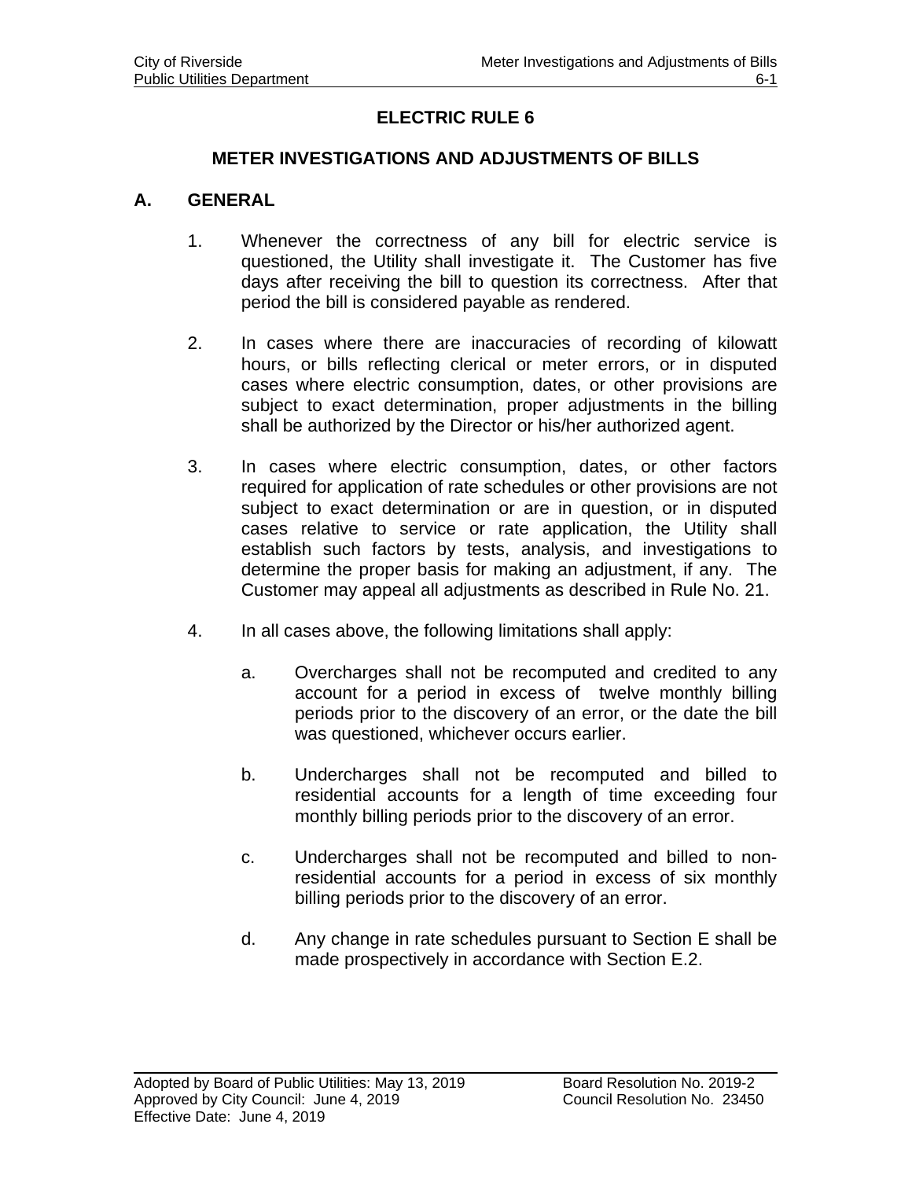# ELECTRIC RULE 6

## METER INVESTIGATIONS AND ADJUSTMENTS OF BILLS

### A. GENERAL

1. Whenever the correctness of any bill for electric service is questioned, the Utility shall investigate it. The Customer has five days after receiving the bill to question its correctness. After that period the bill is considered payable as rendered.

2. In cases where there are inaccuracies of recording of kilowatt hours, or bills reflecting clerical or meter errors, or in disputed cases where electric consumption, dates, or other provisions are subject to exact determination, proper adjustments in the billing shall be authorized by the Director or his/her authorized agent.

3. In cases where electric consumption, dates, or other factors required for application of rate schedules or other provisions are not subject to exact determination or are in question, or in disputed cases relative to service or rate application, the Utility shall establish such factors by tests, analysis, and investigations to determine the proper basis for making an adjustment, if any. The Customer may appeal all adjustments as described in Rule No. 21.

4. In all cases above, the following limitations shall apply:

   a. Overcharges shall not be recomputed and credited to any account for a period in excess of twelve monthly billing periods prior to the discovery of an error, or the date the bill was questioned, whichever occurs earlier.

   b. Undercharges shall not be recomputed and billed to residential accounts for a length of time exceeding four monthly billing periods prior to the discovery of an error.

   c. Undercharges shall not be recomputed and billed to non-residential accounts for a period in excess of six monthly billing periods prior to the discovery of an error.

   d. Any change in rate schedules pursuant to Section E shall be made prospectively in accordance with Section E.2.

Adopted by Board of Public Utilities: May 13, 2019 — Board Resolution No. 2019-2
Approved by City Council: June 4, 2019 — Council Resolution No. 23450
Effective Date: June 4, 2019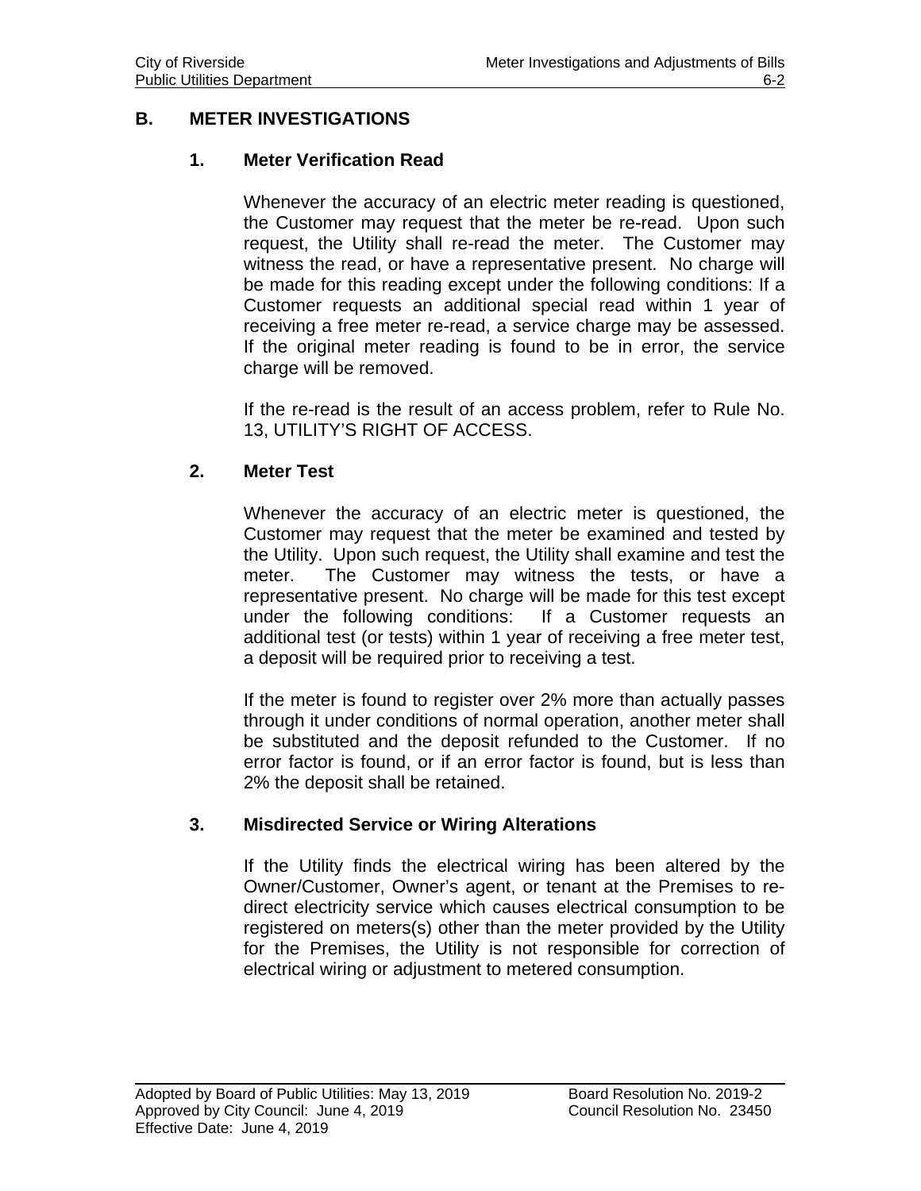## B. METER INVESTIGATIONS

### 1. Meter Verification Read

Whenever the accuracy of an electric meter reading is questioned, the Customer may request that the meter be re-read. Upon such request, the Utility shall re-read the meter. The Customer may witness the read, or have a representative present. No charge will be made for this reading except under the following conditions: If a Customer requests an additional special read within 1 year of receiving a free meter re-read, a service charge may be assessed. If the original meter reading is found to be in error, the service charge will be removed.

If the re-read is the result of an access problem, refer to Rule No. 13, UTILITY'S RIGHT OF ACCESS.

### 2. Meter Test

Whenever the accuracy of an electric meter is questioned, the Customer may request that the meter be examined and tested by the Utility. Upon such request, the Utility shall examine and test the meter. The Customer may witness the tests, or have a representative present. No charge will be made for this test except under the following conditions: If a Customer requests an additional test (or tests) within 1 year of receiving a free meter test, a deposit will be required prior to receiving a test.

If the meter is found to register over 2% more than actually passes through it under conditions of normal operation, another meter shall be substituted and the deposit refunded to the Customer. If no error factor is found, or if an error factor is found, but is less than 2% the deposit shall be retained.

### 3. Misdirected Service or Wiring Alterations

If the Utility finds the electrical wiring has been altered by the Owner/Customer, Owner's agent, or tenant at the Premises to re-direct electricity service which causes electrical consumption to be registered on meters(s) other than the meter provided by the Utility for the Premises, the Utility is not responsible for correction of electrical wiring or adjustment to metered consumption.

Adopted by Board of Public Utilities: May 13, 2019 Board Resolution No. 2019-2
Approved by City Council: June 4, 2019 Council Resolution No. 23450
Effective Date: June 4, 2019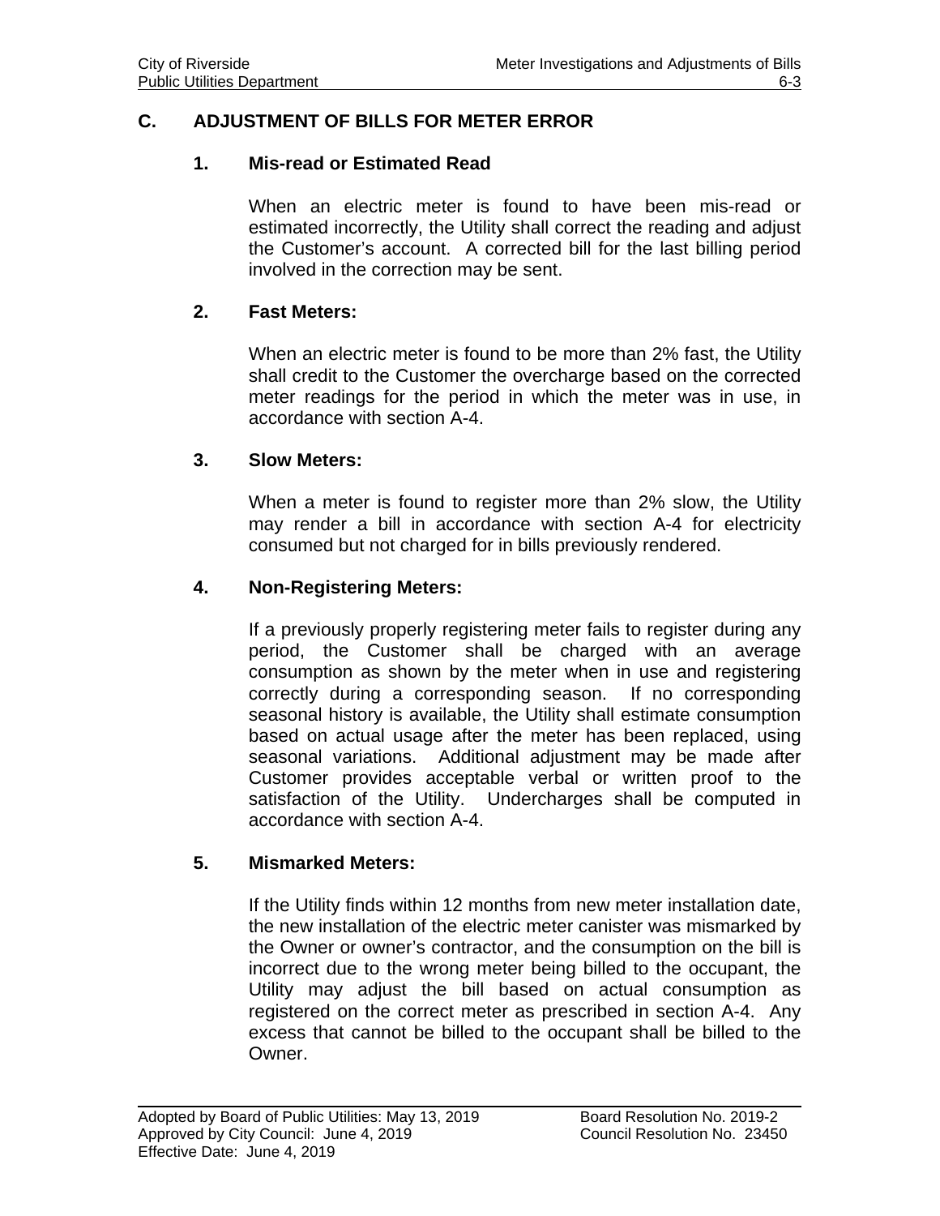## C. ADJUSTMENT OF BILLS FOR METER ERROR

### 1. Mis-read or Estimated Read

When an electric meter is found to have been mis-read or estimated incorrectly, the Utility shall correct the reading and adjust the Customer's account. A corrected bill for the last billing period involved in the correction may be sent.

### 2. Fast Meters:

When an electric meter is found to be more than 2% fast, the Utility shall credit to the Customer the overcharge based on the corrected meter readings for the period in which the meter was in use, in accordance with section A-4.

### 3. Slow Meters:

When a meter is found to register more than 2% slow, the Utility may render a bill in accordance with section A-4 for electricity consumed but not charged for in bills previously rendered.

### 4. Non-Registering Meters:

If a previously properly registering meter fails to register during any period, the Customer shall be charged with an average consumption as shown by the meter when in use and registering correctly during a corresponding season. If no corresponding seasonal history is available, the Utility shall estimate consumption based on actual usage after the meter has been replaced, using seasonal variations. Additional adjustment may be made after Customer provides acceptable verbal or written proof to the satisfaction of the Utility. Undercharges shall be computed in accordance with section A-4.

### 5. Mismarked Meters:

If the Utility finds within 12 months from new meter installation date, the new installation of the electric meter canister was mismarked by the Owner or owner's contractor, and the consumption on the bill is incorrect due to the wrong meter being billed to the occupant, the Utility may adjust the bill based on actual consumption as registered on the correct meter as prescribed in section A-4. Any excess that cannot be billed to the occupant shall be billed to the Owner.

Adopted by Board of Public Utilities: May 13, 2019 — Board Resolution No. 2019-2
Approved by City Council: June 4, 2019 — Council Resolution No. 23450
Effective Date: June 4, 2019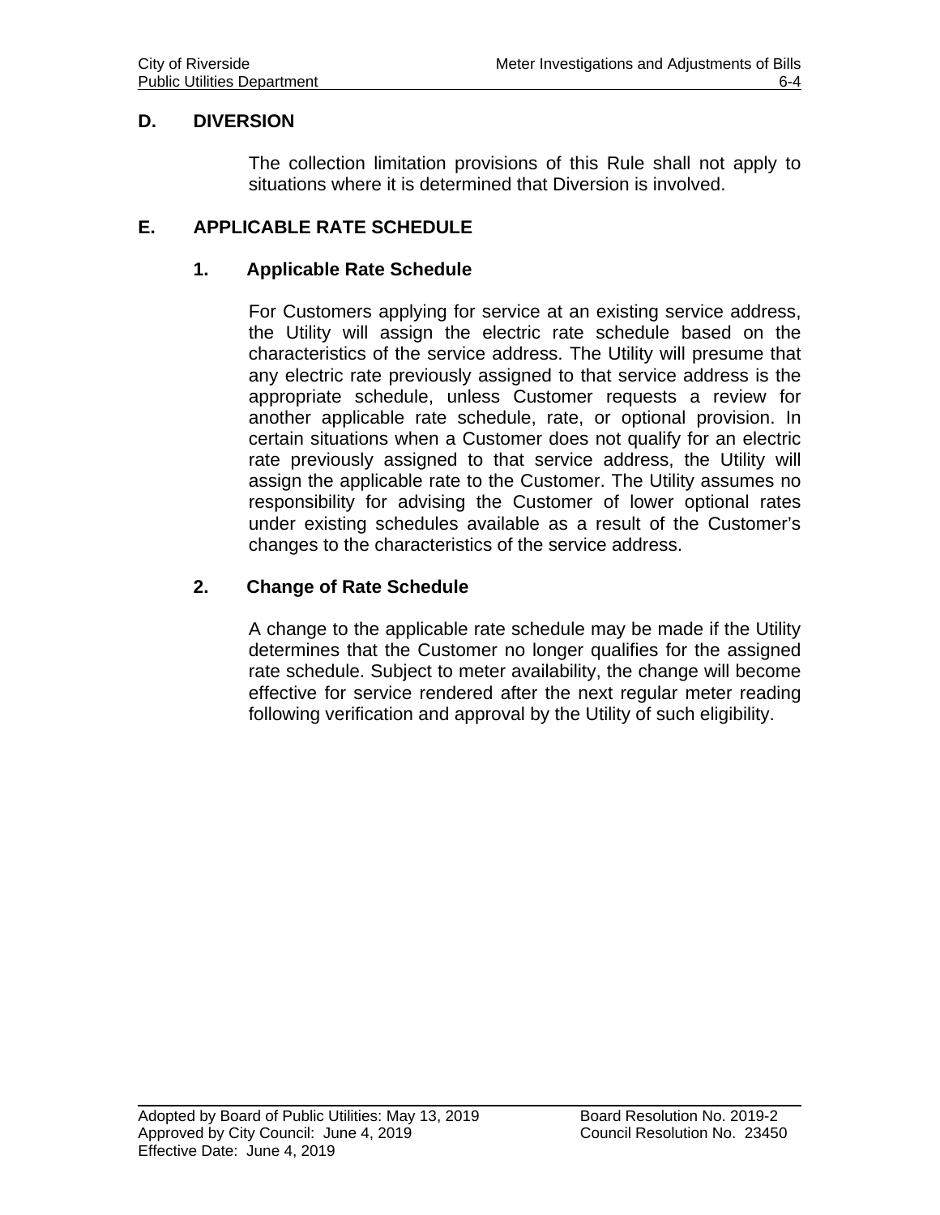## D. DIVERSION

The collection limitation provisions of this Rule shall not apply to situations where it is determined that Diversion is involved.

## E. APPLICABLE RATE SCHEDULE

### 1. Applicable Rate Schedule

For Customers applying for service at an existing service address, the Utility will assign the electric rate schedule based on the characteristics of the service address. The Utility will presume that any electric rate previously assigned to that service address is the appropriate schedule, unless Customer requests a review for another applicable rate schedule, rate, or optional provision. In certain situations when a Customer does not qualify for an electric rate previously assigned to that service address, the Utility will assign the applicable rate to the Customer. The Utility assumes no responsibility for advising the Customer of lower optional rates under existing schedules available as a result of the Customer's changes to the characteristics of the service address.

### 2. Change of Rate Schedule

A change to the applicable rate schedule may be made if the Utility determines that the Customer no longer qualifies for the assigned rate schedule. Subject to meter availability, the change will become effective for service rendered after the next regular meter reading following verification and approval by the Utility of such eligibility.